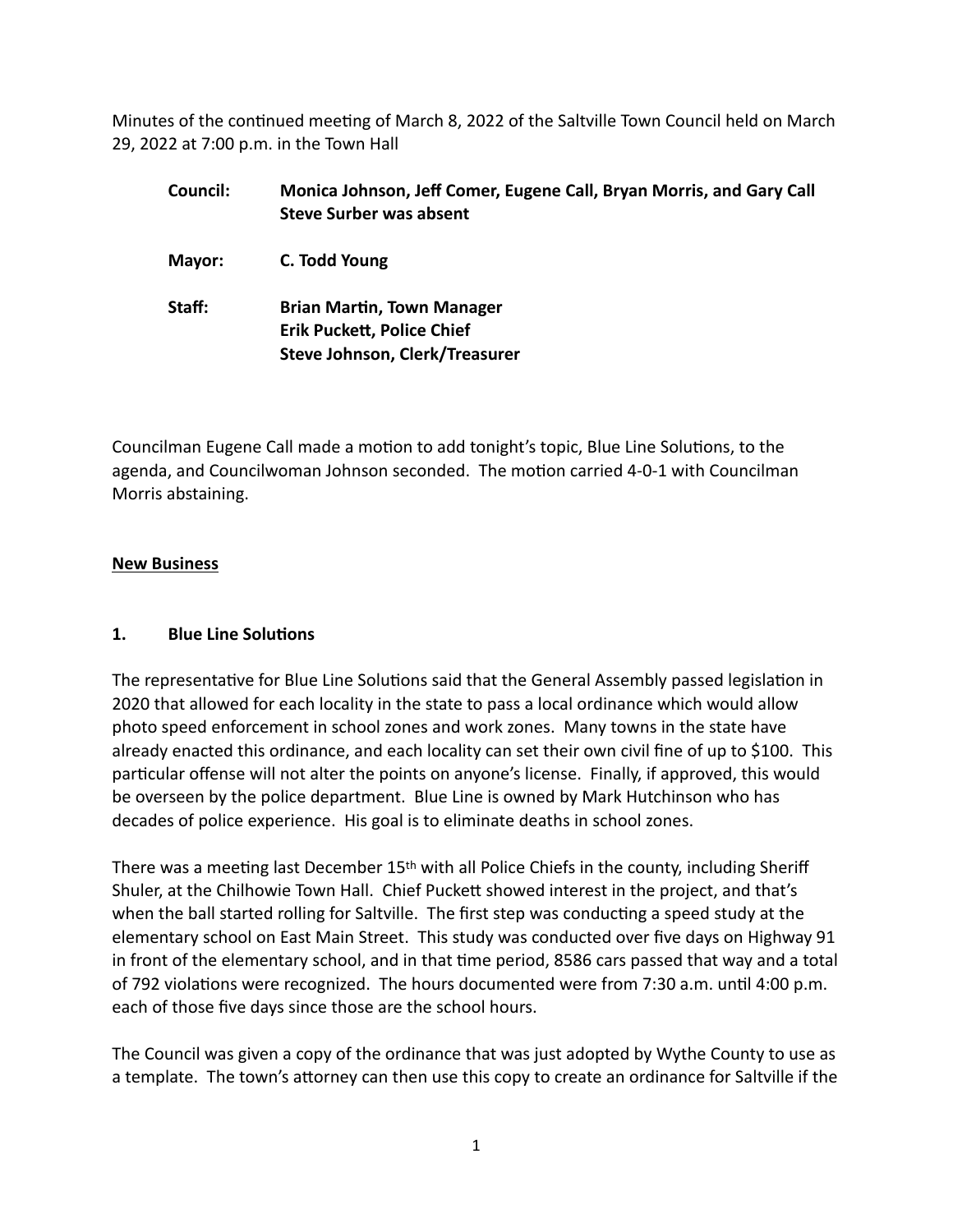Minutes of the continued meeting of March 8, 2022 of the Saltville Town Council held on March 29, 2022 at 7:00 p.m. in the Town Hall

| | |
|---|---|
| **Council:** | **Monica Johnson, Jeff Comer, Eugene Call, Bryan Morris, and Gary Call**<br>**Steve Surber was absent** |
| **Mayor:** | **C. Todd Young** |
| **Staff:** | **Brian Martin, Town Manager**<br>**Erik Puckett, Police Chief**<br>**Steve Johnson, Clerk/Treasurer** |

Councilman Eugene Call made a motion to add tonight's topic, Blue Line Solutions, to the agenda, and Councilwoman Johnson seconded. The motion carried 4-0-1 with Councilman Morris abstaining.

## New Business

### 1. Blue Line Solutions

The representative for Blue Line Solutions said that the General Assembly passed legislation in 2020 that allowed for each locality in the state to pass a local ordinance which would allow photo speed enforcement in school zones and work zones. Many towns in the state have already enacted this ordinance, and each locality can set their own civil fine of up to $100. This particular offense will not alter the points on anyone's license. Finally, if approved, this would be overseen by the police department. Blue Line is owned by Mark Hutchinson who has decades of police experience. His goal is to eliminate deaths in school zones.

There was a meeting last December 15th with all Police Chiefs in the county, including Sheriff Shuler, at the Chilhowie Town Hall. Chief Puckett showed interest in the project, and that's when the ball started rolling for Saltville. The first step was conducting a speed study at the elementary school on East Main Street. This study was conducted over five days on Highway 91 in front of the elementary school, and in that time period, 8586 cars passed that way and a total of 792 violations were recognized. The hours documented were from 7:30 a.m. until 4:00 p.m. each of those five days since those are the school hours.

The Council was given a copy of the ordinance that was just adopted by Wythe County to use as a template. The town's attorney can then use this copy to create an ordinance for Saltville if the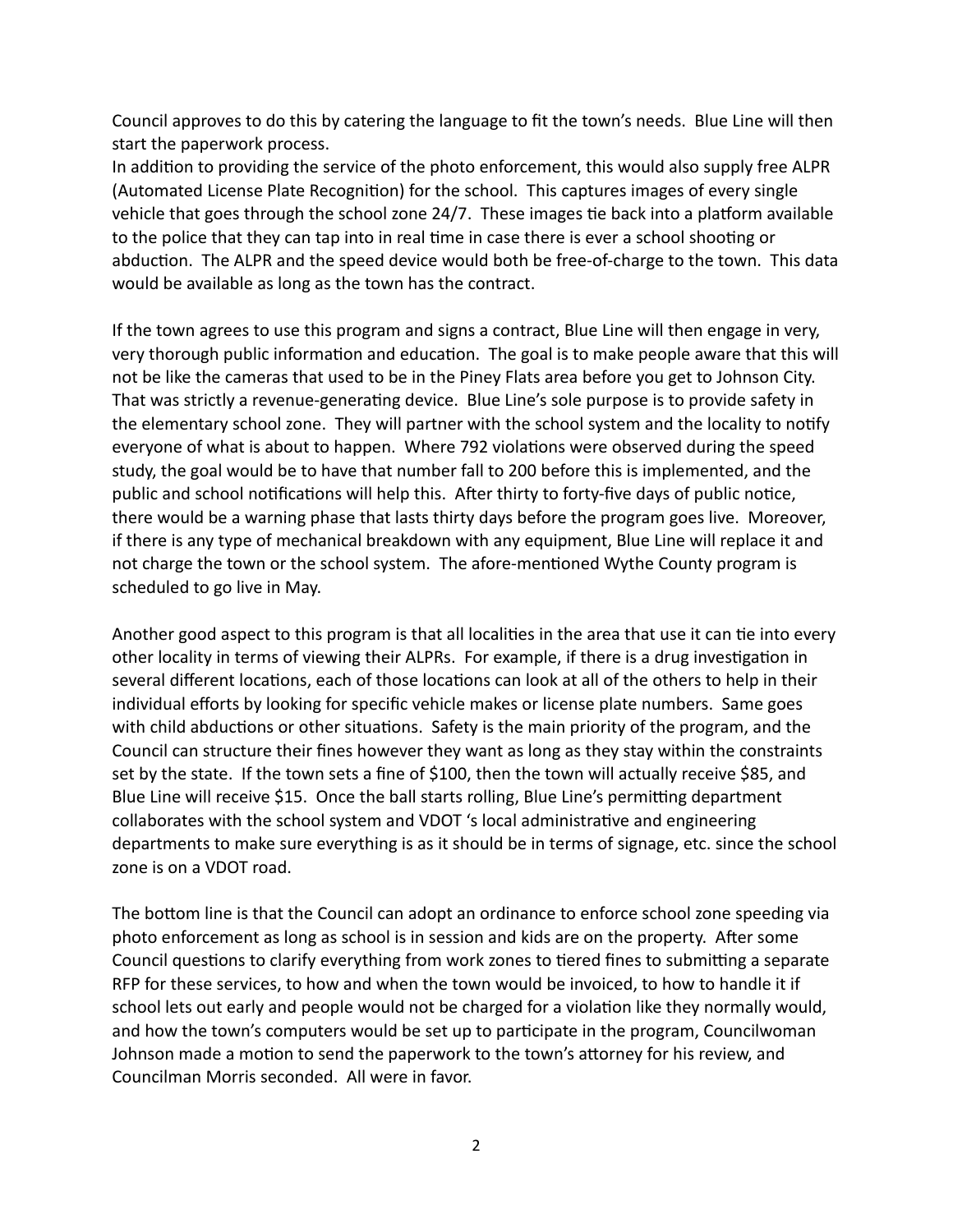Council approves to do this by catering the language to fit the town's needs. Blue Line will then start the paperwork process.
In addition to providing the service of the photo enforcement, this would also supply free ALPR (Automated License Plate Recognition) for the school. This captures images of every single vehicle that goes through the school zone 24/7. These images tie back into a platform available to the police that they can tap into in real time in case there is ever a school shooting or abduction. The ALPR and the speed device would both be free-of-charge to the town. This data would be available as long as the town has the contract.

If the town agrees to use this program and signs a contract, Blue Line will then engage in very, very thorough public information and education. The goal is to make people aware that this will not be like the cameras that used to be in the Piney Flats area before you get to Johnson City. That was strictly a revenue-generating device. Blue Line's sole purpose is to provide safety in the elementary school zone. They will partner with the school system and the locality to notify everyone of what is about to happen. Where 792 violations were observed during the speed study, the goal would be to have that number fall to 200 before this is implemented, and the public and school notifications will help this. After thirty to forty-five days of public notice, there would be a warning phase that lasts thirty days before the program goes live. Moreover, if there is any type of mechanical breakdown with any equipment, Blue Line will replace it and not charge the town or the school system. The afore-mentioned Wythe County program is scheduled to go live in May.

Another good aspect to this program is that all localities in the area that use it can tie into every other locality in terms of viewing their ALPRs. For example, if there is a drug investigation in several different locations, each of those locations can look at all of the others to help in their individual efforts by looking for specific vehicle makes or license plate numbers. Same goes with child abductions or other situations. Safety is the main priority of the program, and the Council can structure their fines however they want as long as they stay within the constraints set by the state. If the town sets a fine of $100, then the town will actually receive $85, and Blue Line will receive $15. Once the ball starts rolling, Blue Line's permitting department collaborates with the school system and VDOT 's local administrative and engineering departments to make sure everything is as it should be in terms of signage, etc. since the school zone is on a VDOT road.

The bottom line is that the Council can adopt an ordinance to enforce school zone speeding via photo enforcement as long as school is in session and kids are on the property. After some Council questions to clarify everything from work zones to tiered fines to submitting a separate RFP for these services, to how and when the town would be invoiced, to how to handle it if school lets out early and people would not be charged for a violation like they normally would, and how the town's computers would be set up to participate in the program, Councilwoman Johnson made a motion to send the paperwork to the town's attorney for his review, and Councilman Morris seconded. All were in favor.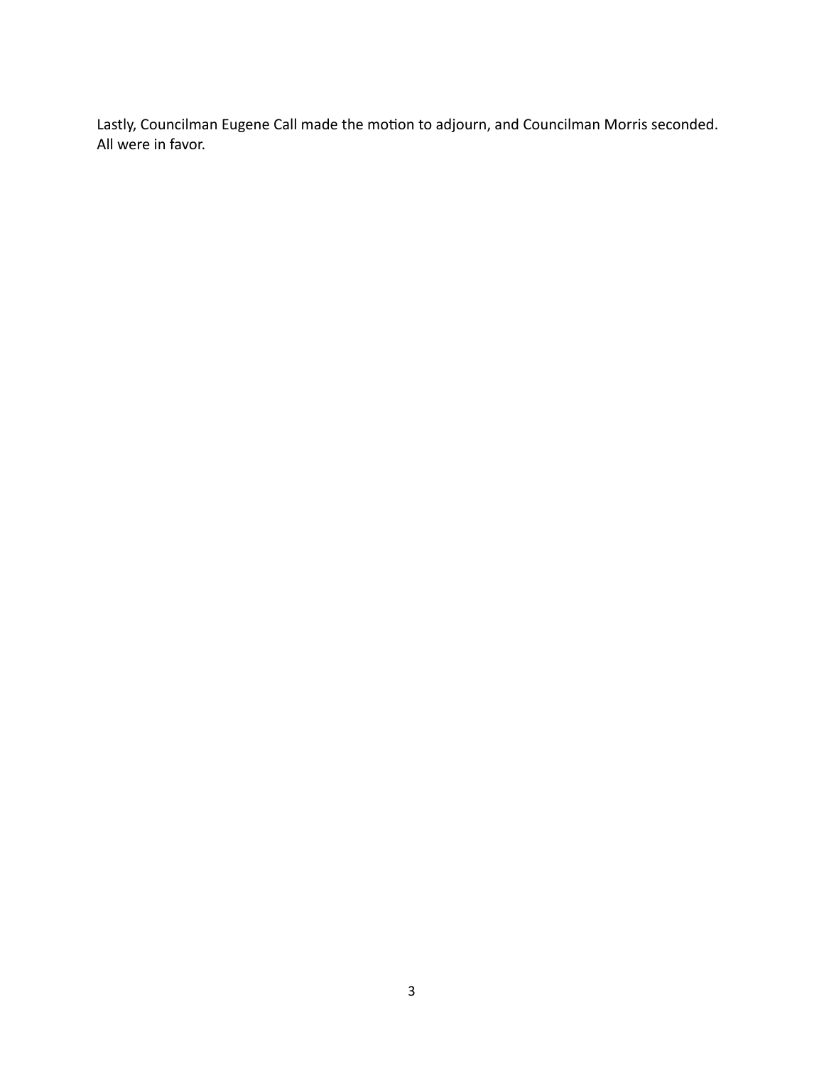Lastly, Councilman Eugene Call made the motion to adjourn, and Councilman Morris seconded. All were in favor.